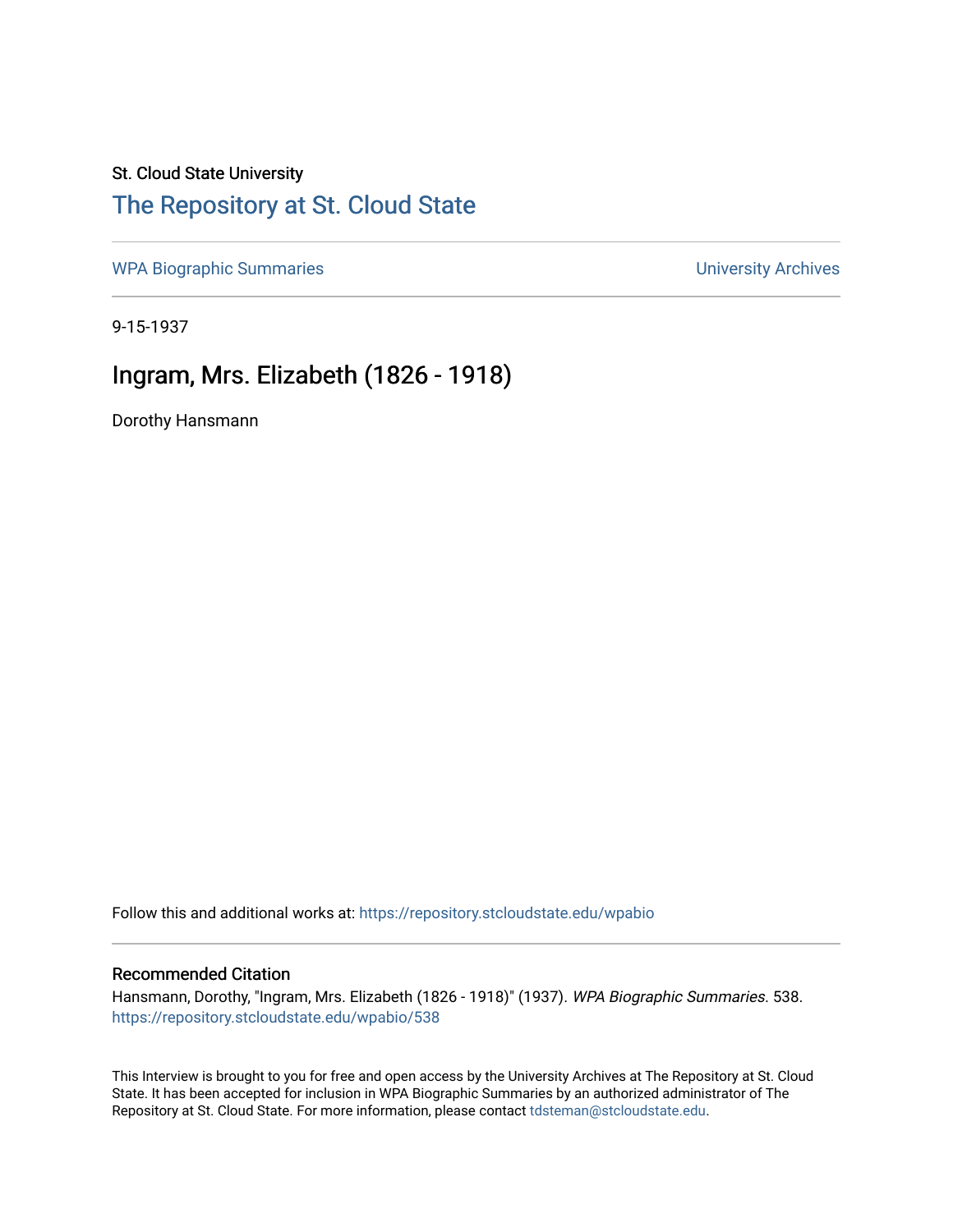St. Cloud State University

# The Repository at St. Cloud State

WPA Biographic Summaries | University Archives

9-15-1937

## Ingram, Mrs. Elizabeth (1826 - 1918)

Dorothy Hansmann

Follow this and additional works at: https://repository.stcloudstate.edu/wpabio

### Recommended Citation

Hansmann, Dorothy, "Ingram, Mrs. Elizabeth (1826 - 1918)" (1937). *WPA Biographic Summaries*. 538. https://repository.stcloudstate.edu/wpabio/538

This Interview is brought to you for free and open access by the University Archives at The Repository at St. Cloud State. It has been accepted for inclusion in WPA Biographic Summaries by an authorized administrator of The Repository at St. Cloud State. For more information, please contact tdsteman@stcloudstate.edu.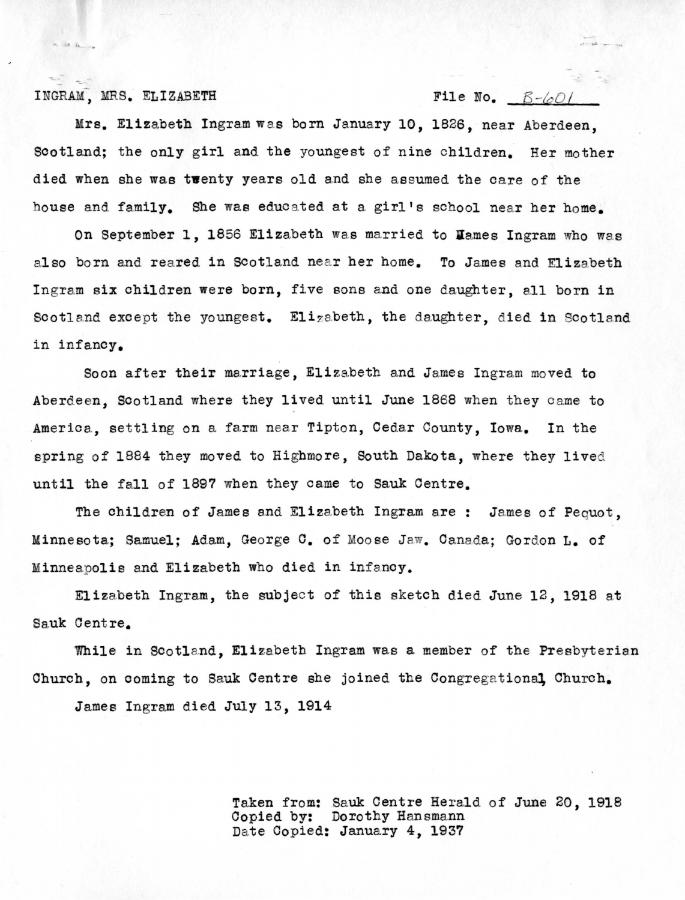INGRAM, MRS. ELIZABETH File No. B-601

Mrs. Elizabeth Ingram was born January 10, 1826, near Aberdeen, Scotland; the only girl and the youngest of nine children. Her mother died when she was twenty years old and she assumed the care of the house and family. She was educated at a girl's school near her home.

On September 1, 1856 Elizabeth was married to James Ingram who was also born and reared in Scotland near her home. To James and Elizabeth Ingram six children were born, five sons and one daughter, all born in Scotland except the youngest. Elizabeth, the daughter, died in Scotland in infancy.

Soon after their marriage, Elizabeth and James Ingram moved to Aberdeen, Scotland where they lived until June 1868 when they came to America, settling on a farm near Tipton, Cedar County, Iowa. In the spring of 1884 they moved to Highmore, South Dakota, where they lived until the fall of 1897 when they came to Sauk Centre.

The children of James and Elizabeth Ingram are : James of Pequot, Minnesota; Samuel; Adam, George C. of Moose Jaw. Canada; Gordon L. of Minneapolis and Elizabeth who died in infancy.

Elizabeth Ingram, the subject of this sketch died June 12, 1918 at Sauk Centre.

While in Scotland, Elizabeth Ingram was a member of the Presbyterian Church, on coming to Sauk Centre she joined the Congregational Church.

James Ingram died July 13, 1914

Taken from: Sauk Centre Herald of June 20, 1918
Copied by: Dorothy Hansmann
Date Copied: January 4, 1937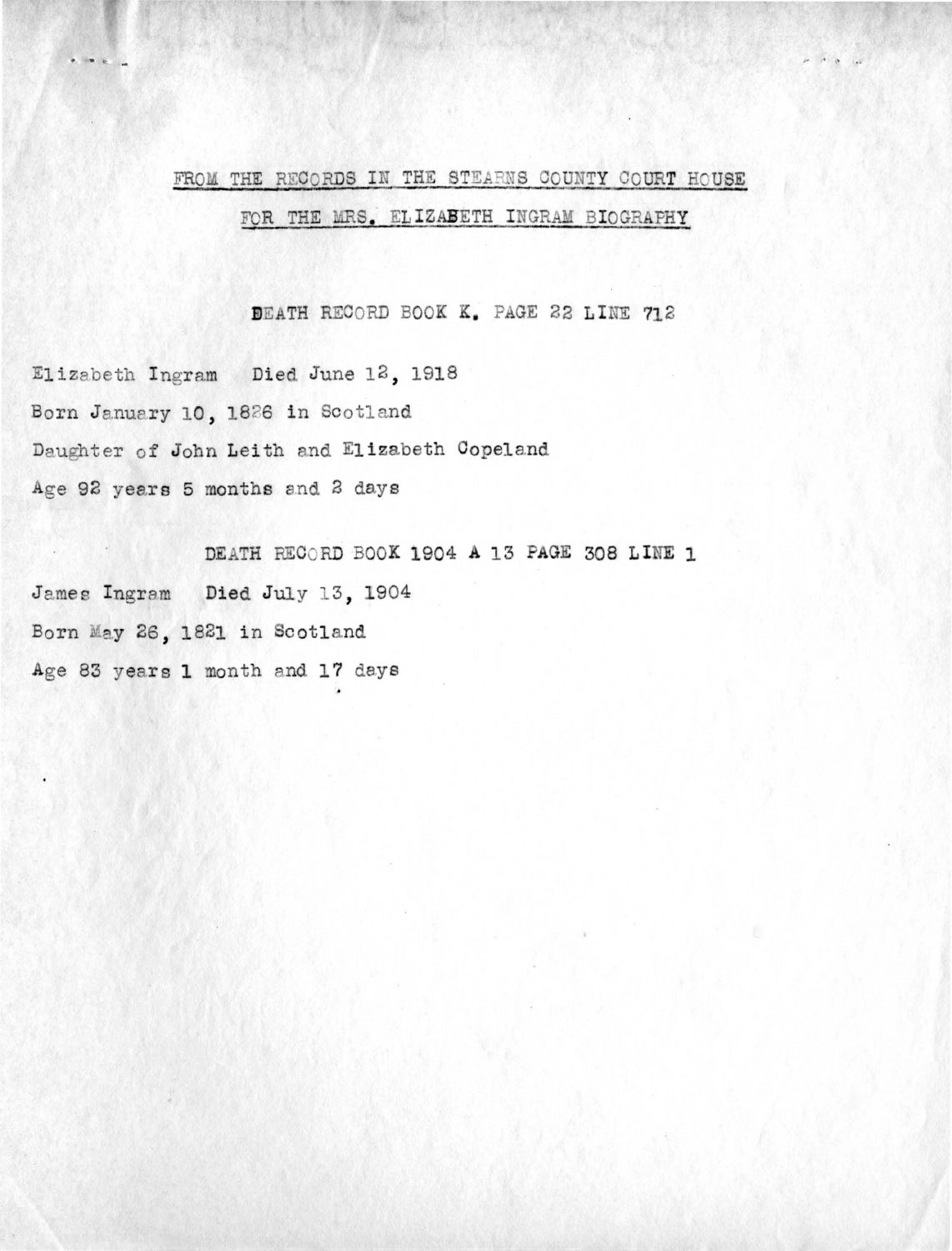FROM THE RECORDS IN THE STEARNS COUNTY COURT HOUSE

FOR THE MRS. ELIZABETH INGRAM BIOGRAPHY

DEATH RECORD BOOK K. PAGE 22 LINE 712

Elizabeth Ingram Died June 12, 1918

Born January 10, 1826 in Scotland

Daughter of John Leith and Elizabeth Copeland

Age 92 years 5 months and 2 days

DEATH RECORD BOOK 1904 A 13 PAGE 308 LINE 1

James Ingram Died July 13, 1904

Born May 26, 1821 in Scotland

Age 83 years 1 month and 17 days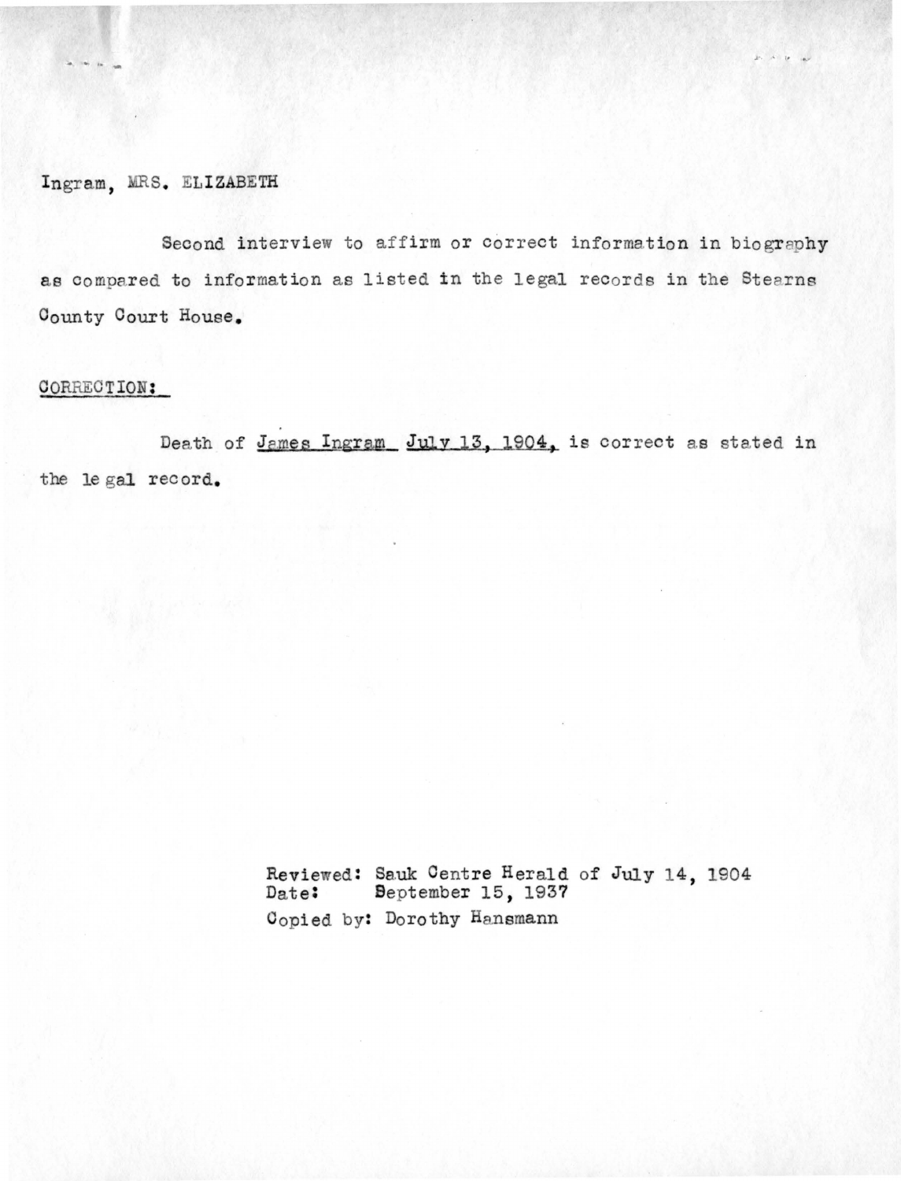Ingram, MRS. ELIZABETH

Second interview to affirm or correct information in biography as compared to information as listed in the legal records in the Stearns County Court House.

CORRECTION:

Death of James Ingram July 13, 1904, is correct as stated in the legal record.

Reviewed: Sauk Centre Herald of July 14, 1904
Date: September 15, 1937
Copied by: Dorothy Hansmann